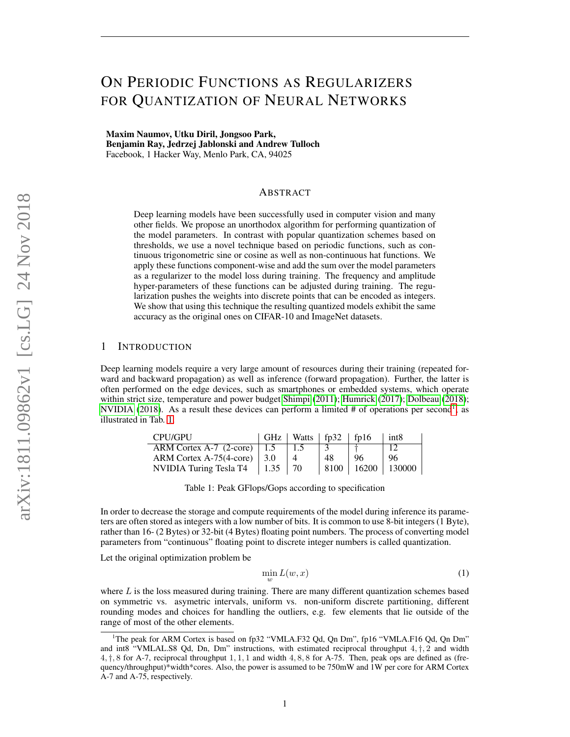# On Periodic Functions as Regularizers for Quantization of Neural Networks

**Maxim Naumov, Utku Diril, Jongsoo Park,**
**Benjamin Ray, Jedrzej Jablonski and Andrew Tulloch**
Facebook, 1 Hacker Way, Menlo Park, CA, 94025

## Abstract

Deep learning models have been successfully used in computer vision and many other fields. We propose an unorthodox algorithm for performing quantization of the model parameters. In contrast with popular quantization schemes based on thresholds, we use a novel technique based on periodic functions, such as continuous trigonometric sine or cosine as well as non-continuous hat functions. We apply these functions component-wise and add the sum over the model parameters as a regularizer to the model loss during training. The frequency and amplitude hyper-parameters of these functions can be adjusted during training. The regularization pushes the weights into discrete points that can be encoded as integers. We show that using this technique the resulting quantized models exhibit the same accuracy as the original ones on CIFAR-10 and ImageNet datasets.

## 1 Introduction

Deep learning models require a very large amount of resources during their training (repeated forward and backward propagation) as well as inference (forward propagation). Further, the latter is often performed on the edge devices, such as smartphones or embedded systems, which operate within strict size, temperature and power budget Shimpi (2011); Humrick (2017); Dolbeau (2018); NVIDIA (2018). As a result these devices can perform a limited # of operations per second[1], as illustrated in Tab. 1.

| CPU/GPU | GHz | Watts | fp32 | fp16 | int8 |
|---|---|---|---|---|---|
| ARM Cortex A-7 (2-core) | 1.5 | 1.5 | 3 | † | 12 |
| ARM Cortex A-75(4-core) | 3.0 | 4 | 48 | 96 | 96 |
| NVIDIA Turing Tesla T4 | 1.35 | 70 | 8100 | 16200 | 130000 |

Table 1: Peak GFlops/Gops according to specification

In order to decrease the storage and compute requirements of the model during inference its parameters are often stored as integers with a low number of bits. It is common to use 8-bit integers (1 Byte), rather than 16- (2 Bytes) or 32-bit (4 Bytes) floating point numbers. The process of converting model parameters from "continuous" floating point to discrete integer numbers is called quantization.

Let the original optimization problem be

$$\min_{w} L(w, x) \tag{1}$$

where $L$ is the loss measured during training. There are many different quantization schemes based on symmetric vs. asymetric intervals, uniform vs. non-uniform discrete partitioning, different rounding modes and choices for handling the outliers, e.g. few elements that lie outside of the range of most of the other elements.

[1] The peak for ARM Cortex is based on fp32 "VMLA.F32 Qd, Qn Dm", fp16 "VMLA.F16 Qd, Qn Dm" and int8 "VMLAL.S8 Qd, Dn, Dm" instructions, with estimated reciprocal throughput $4, \dagger, 2$ and width $4, \dagger, 8$ for A-7, reciprocal throughput $1, 1, 1$ and width $4, 8, 8$ for A-75. Then, peak ops are defined as (frequency/throughput)*width*cores. Also, the power is assumed to be 750mW and 1W per core for ARM Cortex A-7 and A-75, respectively.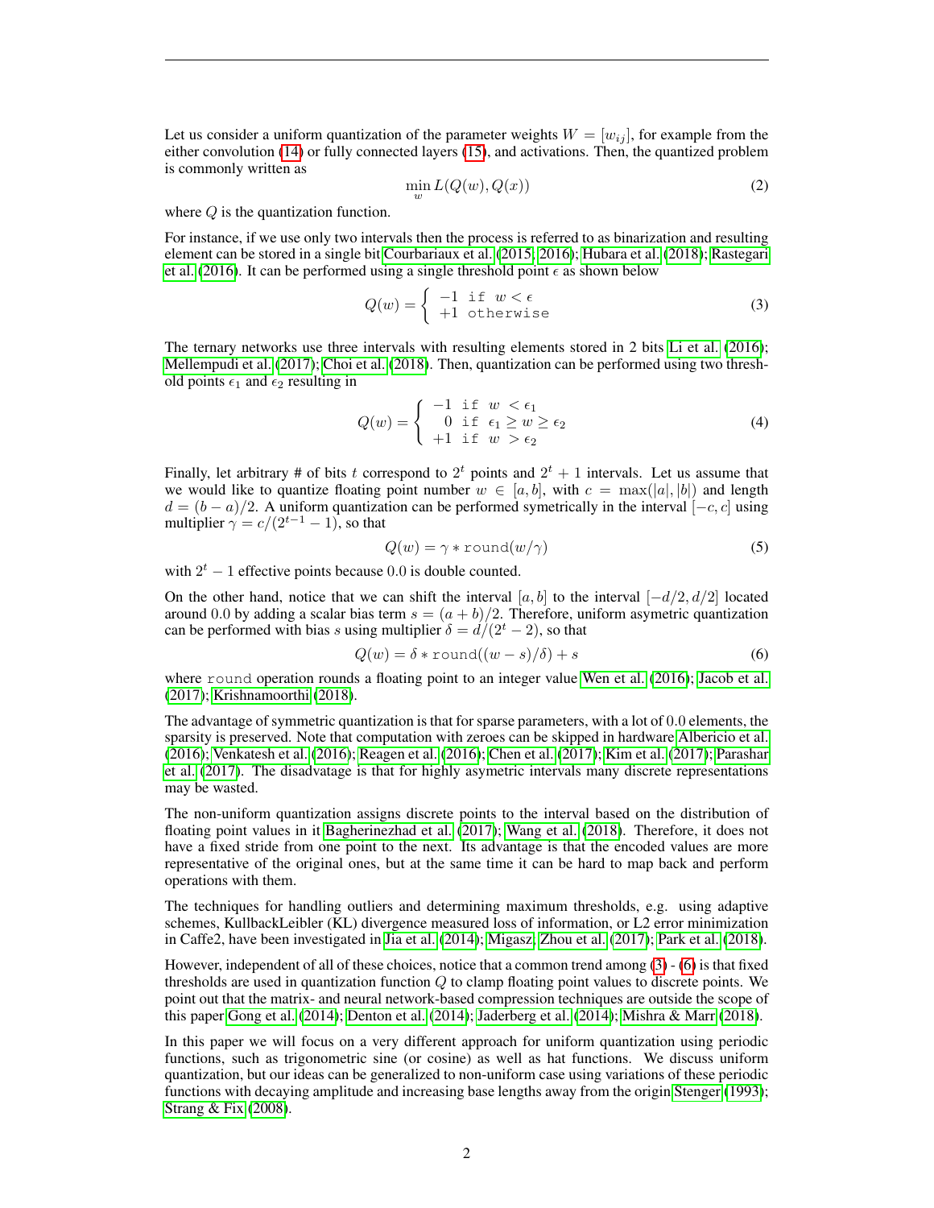Let us consider a uniform quantization of the parameter weights $W = [w_{ij}]$, for example from the either convolution (14) or fully connected layers (15), and activations. Then, the quantized problem is commonly written as

$$\min_{w} L(Q(w), Q(x)) \tag{2}$$

where $Q$ is the quantization function.

For instance, if we use only two intervals then the process is referred to as binarization and resulting element can be stored in a single bit Courbariaux et al. (2015; 2016); Hubara et al. (2018); Rastegari et al. (2016). It can be performed using a single threshold point $\epsilon$ as shown below

$$Q(w) = \begin{cases} -1 & \texttt{if } w < \epsilon \\ +1 & \texttt{otherwise} \end{cases} \tag{3}$$

The ternary networks use three intervals with resulting elements stored in 2 bits Li et al. (2016); Mellempudi et al. (2017); Choi et al. (2018). Then, quantization can be performed using two threshold points $\epsilon_1$ and $\epsilon_2$ resulting in

$$Q(w) = \begin{cases} -1 & \texttt{if } w < \epsilon_1 \\ \phantom{-}0 & \texttt{if } \epsilon_1 \geq w \geq \epsilon_2 \\ +1 & \texttt{if } w > \epsilon_2 \end{cases} \tag{4}$$

Finally, let arbitrary # of bits $t$ correspond to $2^t$ points and $2^t + 1$ intervals. Let us assume that we would like to quantize floating point number $w \in [a, b]$, with $c = \max(|a|, |b|)$ and length $d = (b - a)/2$. A uniform quantization can be performed symetrically in the interval $[-c, c]$ using multiplier $\gamma = c/(2^{t-1} - 1)$, so that

$$Q(w) = \gamma * \texttt{round}(w/\gamma) \tag{5}$$

with $2^t - 1$ effective points because $0.0$ is double counted.

On the other hand, notice that we can shift the interval $[a, b]$ to the interval $[-d/2, d/2]$ located around $0.0$ by adding a scalar bias term $s = (a + b)/2$. Therefore, uniform asymetric quantization can be performed with bias $s$ using multiplier $\delta = d/(2^t - 2)$, so that

$$Q(w) = \delta * \texttt{round}((w - s)/\delta) + s \tag{6}$$

where `round` operation rounds a floating point to an integer value Wen et al. (2016); Jacob et al. (2017); Krishnamoorthi (2018).

The advantage of symmetric quantization is that for sparse parameters, with a lot of $0.0$ elements, the sparsity is preserved. Note that computation with zeroes can be skipped in hardware Albericio et al. (2016); Venkatesh et al. (2016); Reagen et al. (2016); Chen et al. (2017); Kim et al. (2017); Parashar et al. (2017). The disadvatage is that for highly asymetric intervals many discrete representations may be wasted.

The non-uniform quantization assigns discrete points to the interval based on the distribution of floating point values in it Bagherinezhad et al. (2017); Wang et al. (2018). Therefore, it does not have a fixed stride from one point to the next. Its advantage is that the encoded values are more representative of the original ones, but at the same time it can be hard to map back and perform operations with them.

The techniques for handling outliers and determining maximum thresholds, e.g. using adaptive schemes, KullbackLeibler (KL) divergence measured loss of information, or L2 error minimization in Caffe2, have been investigated in Jia et al. (2014); Migasz; Zhou et al. (2017); Park et al. (2018).

However, independent of all of these choices, notice that a common trend among (3) - (6) is that fixed thresholds are used in quantization function $Q$ to clamp floating point values to discrete points. We point out that the matrix- and neural network-based compression techniques are outside the scope of this paper Gong et al. (2014); Denton et al. (2014); Jaderberg et al. (2014); Mishra & Marr (2018).

In this paper we will focus on a very different approach for uniform quantization using periodic functions, such as trigonometric sine (or cosine) as well as hat functions. We discuss uniform quantization, but our ideas can be generalized to non-uniform case using variations of these periodic functions with decaying amplitude and increasing base lengths away from the origin Stenger (1993); Strang & Fix (2008).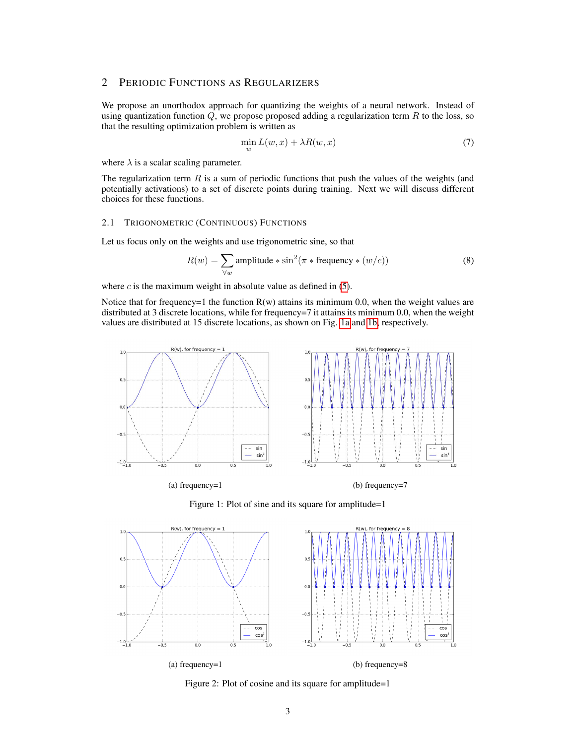## 2 Periodic Functions as Regularizers

We propose an unorthodox approach for quantizing the weights of a neural network. Instead of using quantization function $Q$, we propose proposed adding a regularization term $R$ to the loss, so that the resulting optimization problem is written as

$$\min_{w} L(w, x) + \lambda R(w, x) \tag{7}$$

where $\lambda$ is a scalar scaling parameter.

The regularization term $R$ is a sum of periodic functions that push the values of the weights (and potentially activations) to a set of discrete points during training. Next we will discuss different choices for these functions.

### 2.1 Trigonometric (Continuous) Functions

Let us focus only on the weights and use trigonometric sine, so that

$$R(w) = \sum_{\forall w} \text{amplitude} * \sin^2(\pi * \text{frequency} * (w/c)) \tag{8}$$

where $c$ is the maximum weight in absolute value as defined in (5).

Notice that for frequency=1 the function R(w) attains its minimum 0.0, when the weight values are distributed at 3 discrete locations, while for frequency=7 it attains its minimum 0.0, when the weight values are distributed at 15 discrete locations, as shown on Fig. 1a and 1b, respectively.

(a) frequency=1

(b) frequency=7

Figure 1: Plot of sine and its square for amplitude=1

(a) frequency=1

(b) frequency=8

Figure 2: Plot of cosine and its square for amplitude=1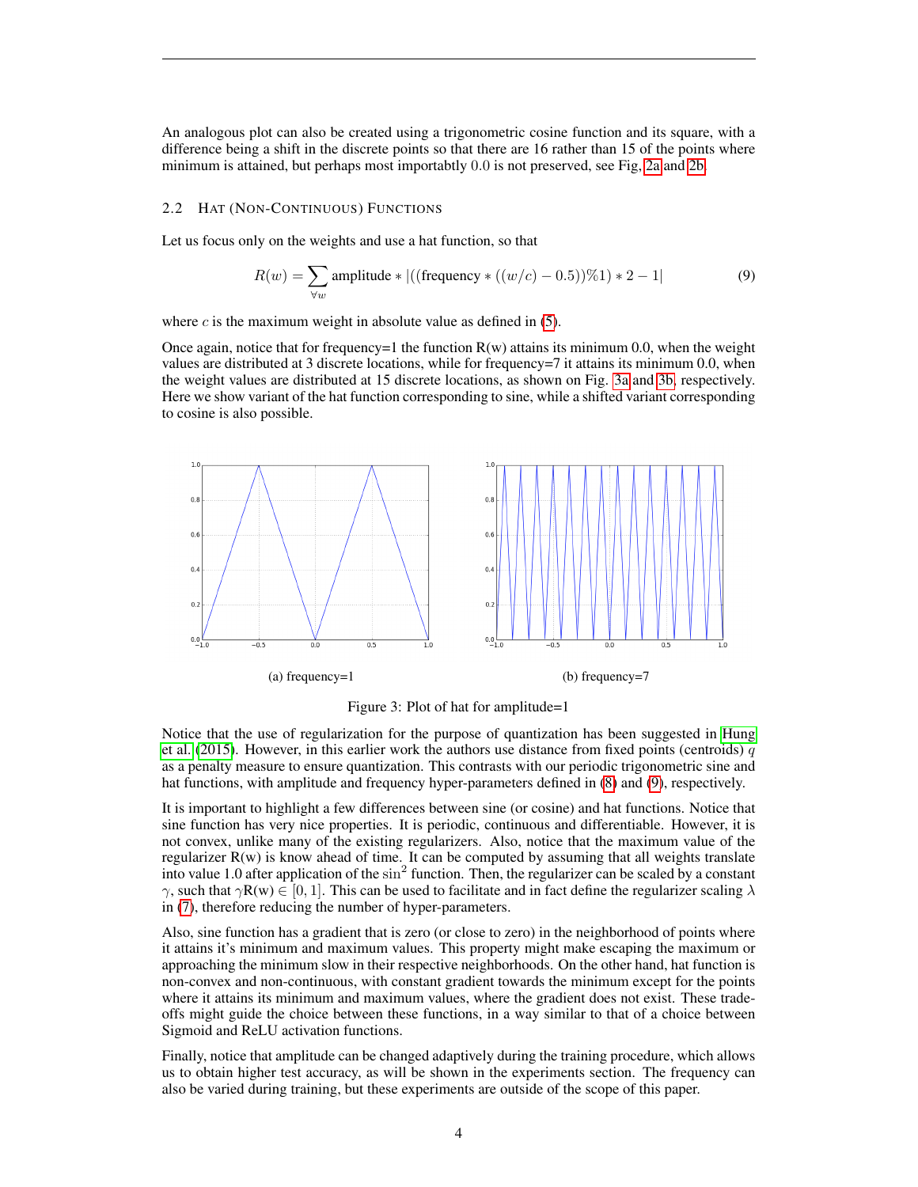An analogous plot can also be created using a trigonometric cosine function and its square, with a difference being a shift in the discrete points so that there are 16 rather than 15 of the points where minimum is attained, but perhaps most importatbly 0.0 is not preserved, see Fig, 2a and 2b.

### 2.2 Hat (Non-Continuous) Functions

Let us focus only on the weights and use a hat function, so that

$$R(w) = \sum_{\forall w} \text{amplitude} * |((\text{frequency} * ((w/c) - 0.5))\%1) * 2 - 1| \tag{9}$$

where $c$ is the maximum weight in absolute value as defined in (5).

Once again, notice that for frequency=1 the function R(w) attains its minimum 0.0, when the weight values are distributed at 3 discrete locations, while for frequency=7 it attains its minimum 0.0, when the weight values are distributed at 15 discrete locations, as shown on Fig. 3a and 3b, respectively. Here we show variant of the hat function corresponding to sine, while a shifted variant corresponding to cosine is also possible.

(a) frequency=1

(b) frequency=7

Figure 3: Plot of hat for amplitude=1

Notice that the use of regularization for the purpose of quantization has been suggested in Hung et al. (2015). However, in this earlier work the authors use distance from fixed points (centroids) $q$ as a penalty measure to ensure quantization. This contrasts with our periodic trigonometric sine and hat functions, with amplitude and frequency hyper-parameters defined in (8) and (9), respectively.

It is important to highlight a few differences between sine (or cosine) and hat functions. Notice that sine function has very nice properties. It is periodic, continuous and differentiable. However, it is not convex, unlike many of the existing regularizers. Also, notice that the maximum value of the regularizer R(w) is know ahead of time. It can be computed by assuming that all weights translate into value 1.0 after application of the $\sin^2$ function. Then, the regularizer can be scaled by a constant $\gamma$, such that $\gamma \text{R(w)} \in [0, 1]$. This can be used to facilitate and in fact define the regularizer scaling $\lambda$ in (7), therefore reducing the number of hyper-parameters.

Also, sine function has a gradient that is zero (or close to zero) in the neighborhood of points where it attains it's minimum and maximum values. This property might make escaping the maximum or approaching the minimum slow in their respective neighborhoods. On the other hand, hat function is non-convex and non-continuous, with constant gradient towards the minimum except for the points where it attains its minimum and maximum values, where the gradient does not exist. These trade-offs might guide the choice between these functions, in a way similar to that of a choice between Sigmoid and ReLU activation functions.

Finally, notice that amplitude can be changed adaptively during the training procedure, which allows us to obtain higher test accuracy, as will be shown in the experiments section. The frequency can also be varied during training, but these experiments are outside of the scope of this paper.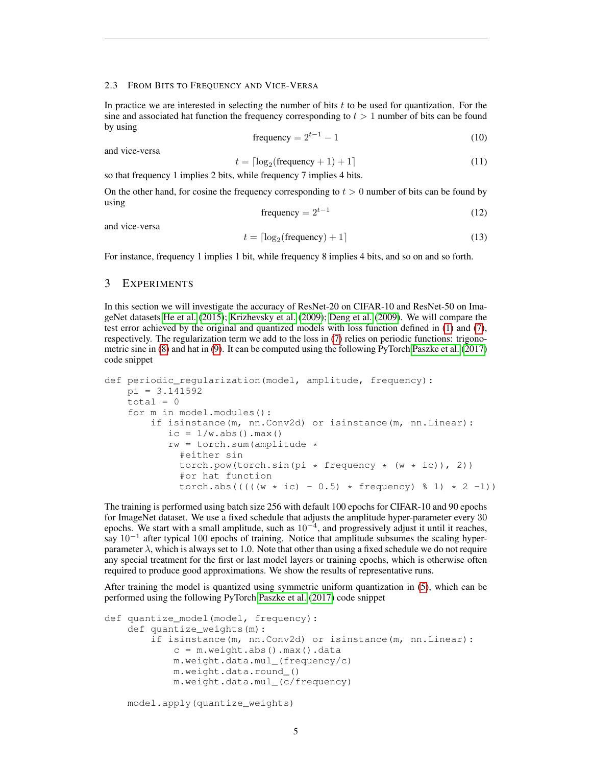### 2.3 From Bits to Frequency and Vice-Versa

In practice we are interested in selecting the number of bits $t$ to be used for quantization. For the sine and associated hat function the frequency corresponding to $t > 1$ number of bits can be found by using

$$\text{frequency} = 2^{t-1} - 1 \tag{10}$$

and vice-versa

$$t = \lceil \log_2(\text{frequency} + 1) + 1 \rceil \tag{11}$$

so that frequency 1 implies 2 bits, while frequency 7 implies 4 bits.

On the other hand, for cosine the frequency corresponding to $t > 0$ number of bits can be found by using

$$\text{frequency} = 2^{t-1} \tag{12}$$

and vice-versa

$$t = \lceil \log_2(\text{frequency}) + 1 \rceil \tag{13}$$

For instance, frequency 1 implies 1 bit, while frequency 8 implies 4 bits, and so on and so forth.

## 3 Experiments

In this section we will investigate the accuracy of ResNet-20 on CIFAR-10 and ResNet-50 on ImageNet datasets He et al. (2015); Krizhevsky et al. (2009); Deng et al. (2009). We will compare the test error achieved by the original and quantized models with loss function defined in (1) and (7), respectively. The regularization term we add to the loss in (7) relies on periodic functions: trigonometric sine in (8) and hat in (9). It can be computed using the following PyTorch Paszke et al. (2017) code snippet

```
def periodic_regularization(model, amplitude, frequency):
    pi = 3.141592
    total = 0
    for m in model.modules():
        if isinstance(m, nn.Conv2d) or isinstance(m, nn.Linear):
           ic = 1/w.abs().max()
           rw = torch.sum(amplitude *
             #either sin
             torch.pow(torch.sin(pi * frequency * (w * ic)), 2))
             #or hat function
             torch.abs(((((w * ic) - 0.5) * frequency) % 1) * 2 -1))
```

The training is performed using batch size 256 with default 100 epochs for CIFAR-10 and 90 epochs for ImageNet dataset. We use a fixed schedule that adjusts the amplitude hyper-parameter every 30 epochs. We start with a small amplitude, such as $10^{-4}$, and progressively adjust it until it reaches, say $10^{-1}$ after typical 100 epochs of training. Notice that amplitude subsumes the scaling hyper-parameter $\lambda$, which is always set to 1.0. Note that other than using a fixed schedule we do not require any special treatment for the first or last model layers or training epochs, which is otherwise often required to produce good approximations. We show the results of representative runs.

After training the model is quantized using symmetric uniform quantization in (5), which can be performed using the following PyTorch Paszke et al. (2017) code snippet

```
def quantize_model(model, frequency):
    def quantize_weights(m):
        if isinstance(m, nn.Conv2d) or isinstance(m, nn.Linear):
            c = m.weight.abs().max().data
            m.weight.data.mul_(frequency/c)
            m.weight.data.round_()
            m.weight.data.mul_(c/frequency)

    model.apply(quantize_weights)
```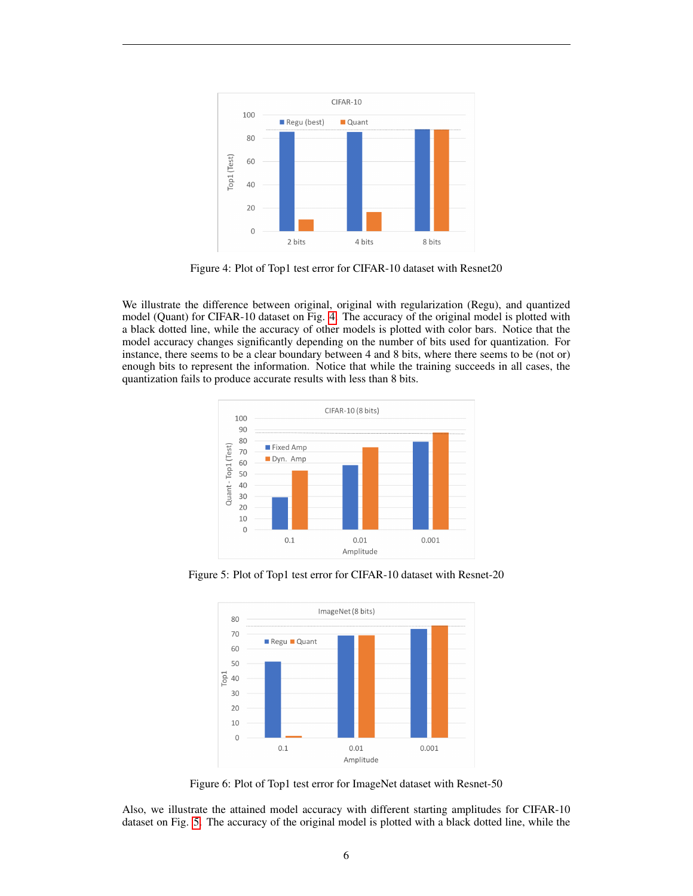Figure 4: Plot of Top1 test error for CIFAR-10 dataset with Resnet20

We illustrate the difference between original, original with regularization (Regu), and quantized model (Quant) for CIFAR-10 dataset on Fig. 4. The accuracy of the original model is plotted with a black dotted line, while the accuracy of other models is plotted with color bars. Notice that the model accuracy changes significantly depending on the number of bits used for quantization. For instance, there seems to be a clear boundary between 4 and 8 bits, where there seems to be (not or) enough bits to represent the information. Notice that while the training succeeds in all cases, the quantization fails to produce accurate results with less than 8 bits.

Figure 5: Plot of Top1 test error for CIFAR-10 dataset with Resnet-20

Figure 6: Plot of Top1 test error for ImageNet dataset with Resnet-50

Also, we illustrate the attained model accuracy with different starting amplitudes for CIFAR-10 dataset on Fig. 5. The accuracy of the original model is plotted with a black dotted line, while the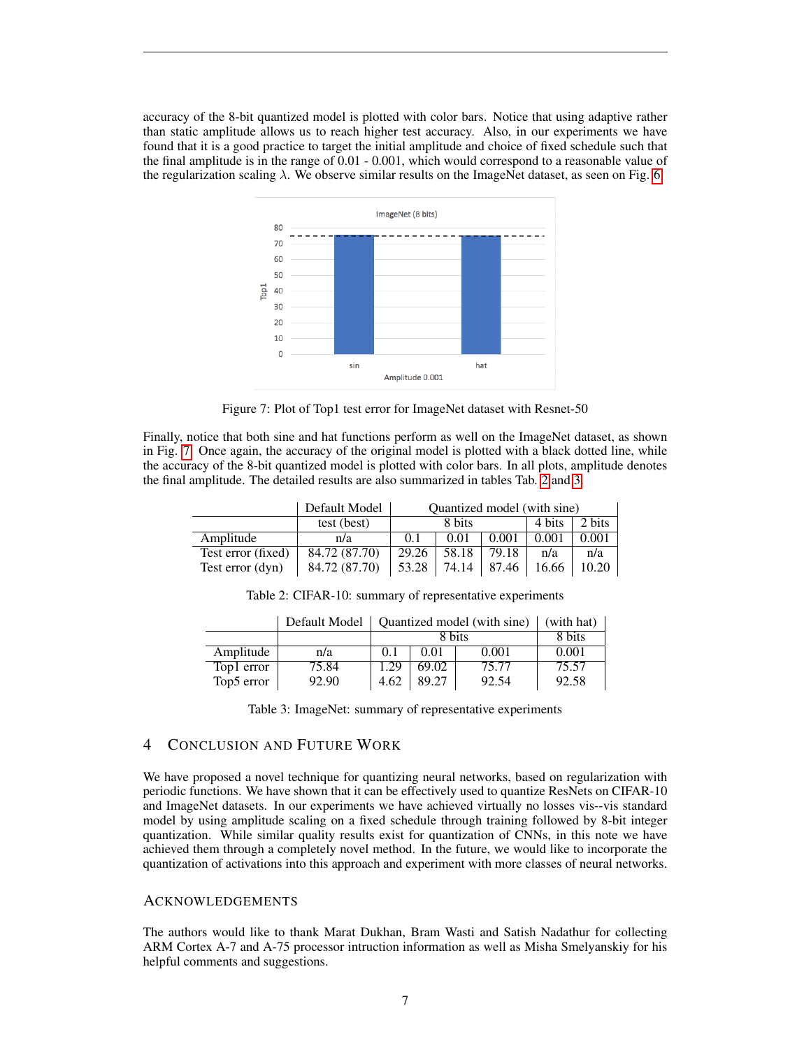accuracy of the 8-bit quantized model is plotted with color bars. Notice that using adaptive rather than static amplitude allows us to reach higher test accuracy. Also, in our experiments we have found that it is a good practice to target the initial amplitude and choice of fixed schedule such that the final amplitude is in the range of 0.01 - 0.001, which would correspond to a reasonable value of the regularization scaling $\lambda$. We observe similar results on the ImageNet dataset, as seen on Fig. 6

Figure 7: Plot of Top1 test error for ImageNet dataset with Resnet-50

Finally, notice that both sine and hat functions perform as well on the ImageNet dataset, as shown in Fig. 7. Once again, the accuracy of the original model is plotted with a black dotted line, while the accuracy of the 8-bit quantized model is plotted with color bars. In all plots, amplitude denotes the final amplitude. The detailed results are also summarized in tables Tab. 2 and 3.

| | Default Model | Quantized model (with sine) | | | | |
|---|---|---|---|---|---|---|
| | test (best) | 8 bits | | | 4 bits | 2 bits |
| Amplitude | n/a | 0.1 | 0.01 | 0.001 | 0.001 | 0.001 |
| Test error (fixed) | 84.72 (87.70) | 29.26 | 58.18 | 79.18 | n/a | n/a |
| Test error (dyn) | 84.72 (87.70) | 53.28 | 74.14 | 87.46 | 16.66 | 10.20 |

Table 2: CIFAR-10: summary of representative experiments

| | Default Model | Quantized model (with sine) | | | (with hat) |
|---|---|---|---|---|---|
| | | 8 bits | | | 8 bits |
| Amplitude | n/a | 0.1 | 0.01 | 0.001 | 0.001 |
| Top1 error | 75.84 | 1.29 | 69.02 | 75.77 | 75.57 |
| Top5 error | 92.90 | 4.62 | 89.27 | 92.54 | 92.58 |

Table 3: ImageNet: summary of representative experiments

## 4 Conclusion and Future Work

We have proposed a novel technique for quantizing neural networks, based on regularization with periodic functions. We have shown that it can be effectively used to quantize ResNets on CIFAR-10 and ImageNet datasets. In our experiments we have achieved virtually no losses vis--vis standard model by using amplitude scaling on a fixed schedule through training followed by 8-bit integer quantization. While similar quality results exist for quantization of CNNs, in this note we have achieved them through a completely novel method. In the future, we would like to incorporate the quantization of activations into this approach and experiment with more classes of neural networks.

## Acknowledgements

The authors would like to thank Marat Dukhan, Bram Wasti and Satish Nadathur for collecting ARM Cortex A-7 and A-75 processor intruction information as well as Misha Smelyanskiy for his helpful comments and suggestions.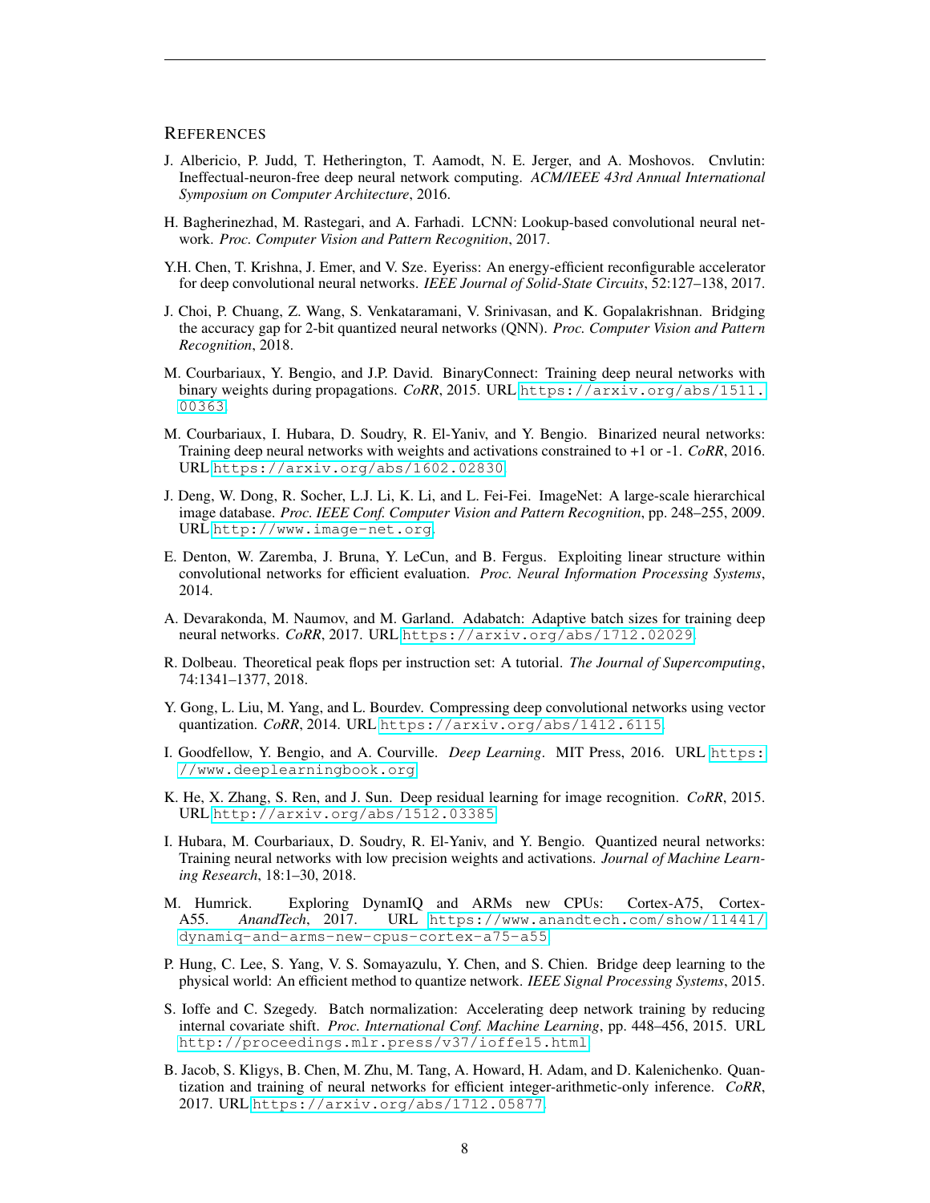## REFERENCES

J. Albericio, P. Judd, T. Hetherington, T. Aamodt, N. E. Jerger, and A. Moshovos. Cnvlutin: Ineffectual-neuron-free deep neural network computing. *ACM/IEEE 43rd Annual International Symposium on Computer Architecture*, 2016.

H. Bagherinezhad, M. Rastegari, and A. Farhadi. LCNN: Lookup-based convolutional neural network. *Proc. Computer Vision and Pattern Recognition*, 2017.

Y.H. Chen, T. Krishna, J. Emer, and V. Sze. Eyeriss: An energy-efficient reconfigurable accelerator for deep convolutional neural networks. *IEEE Journal of Solid-State Circuits*, 52:127–138, 2017.

J. Choi, P. Chuang, Z. Wang, S. Venkataramani, V. Srinivasan, and K. Gopalakrishnan. Bridging the accuracy gap for 2-bit quantized neural networks (QNN). *Proc. Computer Vision and Pattern Recognition*, 2018.

M. Courbariaux, Y. Bengio, and J.P. David. BinaryConnect: Training deep neural networks with binary weights during propagations. *CoRR*, 2015. URL https://arxiv.org/abs/1511.00363.

M. Courbariaux, I. Hubara, D. Soudry, R. El-Yaniv, and Y. Bengio. Binarized neural networks: Training deep neural networks with weights and activations constrained to +1 or -1. *CoRR*, 2016. URL https://arxiv.org/abs/1602.02830.

J. Deng, W. Dong, R. Socher, L.J. Li, K. Li, and L. Fei-Fei. ImageNet: A large-scale hierarchical image database. *Proc. IEEE Conf. Computer Vision and Pattern Recognition*, pp. 248–255, 2009. URL http://www.image-net.org.

E. Denton, W. Zaremba, J. Bruna, Y. LeCun, and B. Fergus. Exploiting linear structure within convolutional networks for efficient evaluation. *Proc. Neural Information Processing Systems*, 2014.

A. Devarakonda, M. Naumov, and M. Garland. Adabatch: Adaptive batch sizes for training deep neural networks. *CoRR*, 2017. URL https://arxiv.org/abs/1712.02029.

R. Dolbeau. Theoretical peak flops per instruction set: A tutorial. *The Journal of Supercomputing*, 74:1341–1377, 2018.

Y. Gong, L. Liu, M. Yang, and L. Bourdev. Compressing deep convolutional networks using vector quantization. *CoRR*, 2014. URL https://arxiv.org/abs/1412.6115.

I. Goodfellow, Y. Bengio, and A. Courville. *Deep Learning*. MIT Press, 2016. URL https://www.deeplearningbook.org.

K. He, X. Zhang, S. Ren, and J. Sun. Deep residual learning for image recognition. *CoRR*, 2015. URL http://arxiv.org/abs/1512.03385.

I. Hubara, M. Courbariaux, D. Soudry, R. El-Yaniv, and Y. Bengio. Quantized neural networks: Training neural networks with low precision weights and activations. *Journal of Machine Learning Research*, 18:1–30, 2018.

M. Humrick. Exploring DynamIQ and ARMs new CPUs: Cortex-A75, Cortex-A55. *AnandTech*, 2017. URL https://www.anandtech.com/show/11441/dynamiq-and-arms-new-cpus-cortex-a75-a55.

P. Hung, C. Lee, S. Yang, V. S. Somayazulu, Y. Chen, and S. Chien. Bridge deep learning to the physical world: An efficient method to quantize network. *IEEE Signal Processing Systems*, 2015.

S. Ioffe and C. Szegedy. Batch normalization: Accelerating deep network training by reducing internal covariate shift. *Proc. International Conf. Machine Learning*, pp. 448–456, 2015. URL http://proceedings.mlr.press/v37/ioffe15.html.

B. Jacob, S. Kligys, B. Chen, M. Zhu, M. Tang, A. Howard, H. Adam, and D. Kalenichenko. Quantization and training of neural networks for efficient integer-arithmetic-only inference. *CoRR*, 2017. URL https://arxiv.org/abs/1712.05877.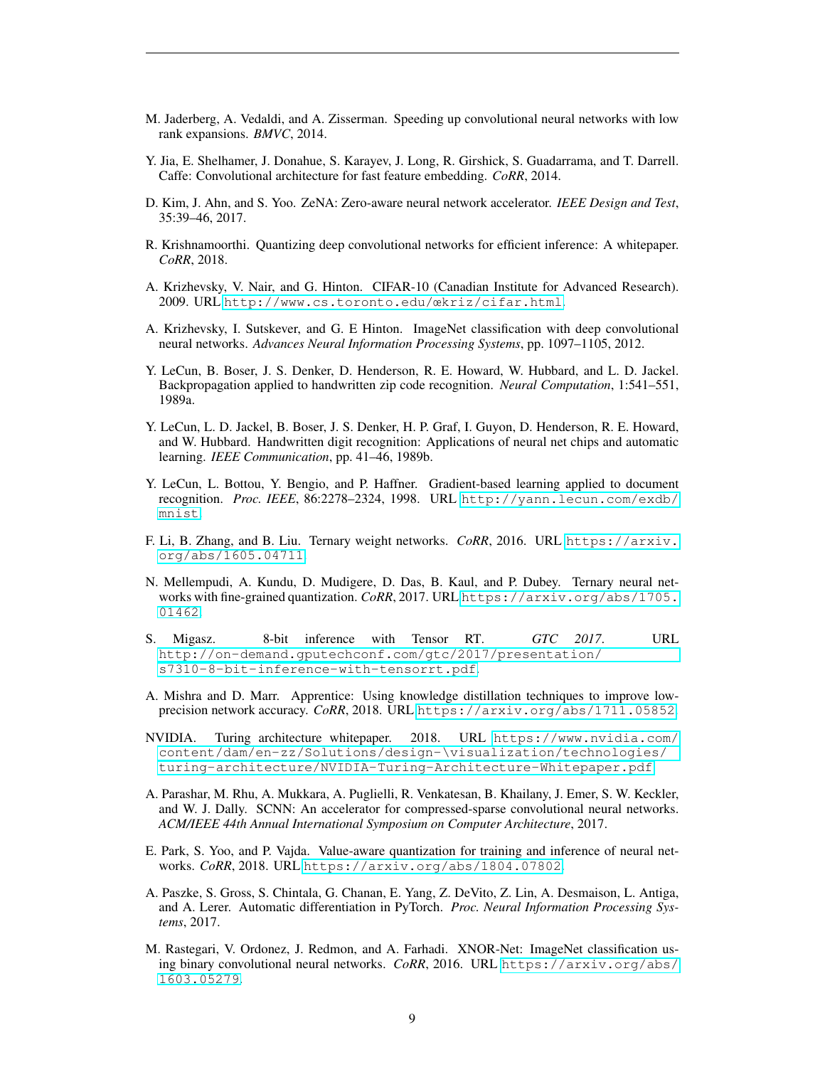M. Jaderberg, A. Vedaldi, and A. Zisserman. Speeding up convolutional neural networks with low rank expansions. *BMVC*, 2014.

Y. Jia, E. Shelhamer, J. Donahue, S. Karayev, J. Long, R. Girshick, S. Guadarrama, and T. Darrell. Caffe: Convolutional architecture for fast feature embedding. *CoRR*, 2014.

D. Kim, J. Ahn, and S. Yoo. ZeNA: Zero-aware neural network accelerator. *IEEE Design and Test*, 35:39–46, 2017.

R. Krishnamoorthi. Quantizing deep convolutional networks for efficient inference: A whitepaper. *CoRR*, 2018.

A. Krizhevsky, V. Nair, and G. Hinton. CIFAR-10 (Canadian Institute for Advanced Research). 2009. URL http://www.cs.toronto.edu/œkriz/cifar.html.

A. Krizhevsky, I. Sutskever, and G. E Hinton. ImageNet classification with deep convolutional neural networks. *Advances Neural Information Processing Systems*, pp. 1097–1105, 2012.

Y. LeCun, B. Boser, J. S. Denker, D. Henderson, R. E. Howard, W. Hubbard, and L. D. Jackel. Backpropagation applied to handwritten zip code recognition. *Neural Computation*, 1:541–551, 1989a.

Y. LeCun, L. D. Jackel, B. Boser, J. S. Denker, H. P. Graf, I. Guyon, D. Henderson, R. E. Howard, and W. Hubbard. Handwritten digit recognition: Applications of neural net chips and automatic learning. *IEEE Communication*, pp. 41–46, 1989b.

Y. LeCun, L. Bottou, Y. Bengio, and P. Haffner. Gradient-based learning applied to document recognition. *Proc. IEEE*, 86:2278–2324, 1998. URL http://yann.lecun.com/exdb/mnist.

F. Li, B. Zhang, and B. Liu. Ternary weight networks. *CoRR*, 2016. URL https://arxiv.org/abs/1605.04711.

N. Mellempudi, A. Kundu, D. Mudigere, D. Das, B. Kaul, and P. Dubey. Ternary neural networks with fine-grained quantization. *CoRR*, 2017. URL https://arxiv.org/abs/1705.01462.

S. Migasz. 8-bit inference with Tensor RT. *GTC 2017*. URL http://on-demand.gputechconf.com/gtc/2017/presentation/s7310-8-bit-inference-with-tensorrt.pdf.

A. Mishra and D. Marr. Apprentice: Using knowledge distillation techniques to improve low-precision network accuracy. *CoRR*, 2018. URL https://arxiv.org/abs/1711.05852.

NVIDIA. Turing architecture whitepaper. 2018. URL https://www.nvidia.com/content/dam/en-zz/Solutions/design-\visualization/technologies/turing-architecture/NVIDIA-Turing-Architecture-Whitepaper.pdf.

A. Parashar, M. Rhu, A. Mukkara, A. Puglielli, R. Venkatesan, B. Khailany, J. Emer, S. W. Keckler, and W. J. Dally. SCNN: An accelerator for compressed-sparse convolutional neural networks. *ACM/IEEE 44th Annual International Symposium on Computer Architecture*, 2017.

E. Park, S. Yoo, and P. Vajda. Value-aware quantization for training and inference of neural networks. *CoRR*, 2018. URL https://arxiv.org/abs/1804.07802.

A. Paszke, S. Gross, S. Chintala, G. Chanan, E. Yang, Z. DeVito, Z. Lin, A. Desmaison, L. Antiga, and A. Lerer. Automatic differentiation in PyTorch. *Proc. Neural Information Processing Systems*, 2017.

M. Rastegari, V. Ordonez, J. Redmon, and A. Farhadi. XNOR-Net: ImageNet classification using binary convolutional neural networks. *CoRR*, 2016. URL https://arxiv.org/abs/1603.05279.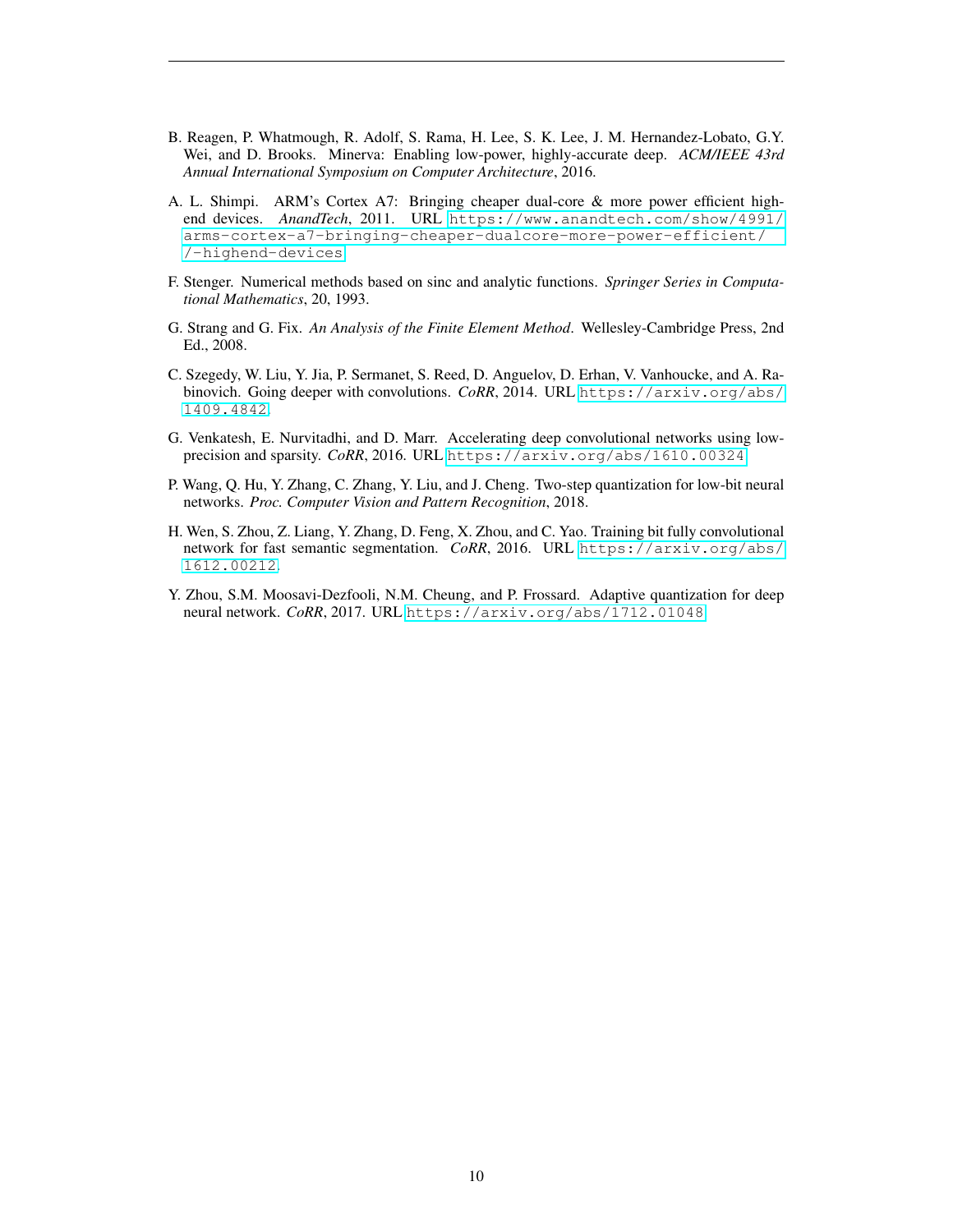B. Reagen, P. Whatmough, R. Adolf, S. Rama, H. Lee, S. K. Lee, J. M. Hernandez-Lobato, G.Y. Wei, and D. Brooks. Minerva: Enabling low-power, highly-accurate deep. *ACM/IEEE 43rd Annual International Symposium on Computer Architecture*, 2016.

A. L. Shimpi. ARM's Cortex A7: Bringing cheaper dual-core & more power efficient high-end devices. *AnandTech*, 2011. URL https://www.anandtech.com/show/4991/arms-cortex-a7-bringing-cheaper-dualcore-more-power-efficient//-highend-devices.

F. Stenger. Numerical methods based on sinc and analytic functions. *Springer Series in Computational Mathematics*, 20, 1993.

G. Strang and G. Fix. *An Analysis of the Finite Element Method*. Wellesley-Cambridge Press, 2nd Ed., 2008.

C. Szegedy, W. Liu, Y. Jia, P. Sermanet, S. Reed, D. Anguelov, D. Erhan, V. Vanhoucke, and A. Rabinovich. Going deeper with convolutions. *CoRR*, 2014. URL https://arxiv.org/abs/1409.4842.

G. Venkatesh, E. Nurvitadhi, and D. Marr. Accelerating deep convolutional networks using low-precision and sparsity. *CoRR*, 2016. URL https://arxiv.org/abs/1610.00324.

P. Wang, Q. Hu, Y. Zhang, C. Zhang, Y. Liu, and J. Cheng. Two-step quantization for low-bit neural networks. *Proc. Computer Vision and Pattern Recognition*, 2018.

H. Wen, S. Zhou, Z. Liang, Y. Zhang, D. Feng, X. Zhou, and C. Yao. Training bit fully convolutional network for fast semantic segmentation. *CoRR*, 2016. URL https://arxiv.org/abs/1612.00212.

Y. Zhou, S.M. Moosavi-Dezfooli, N.M. Cheung, and P. Frossard. Adaptive quantization for deep neural network. *CoRR*, 2017. URL https://arxiv.org/abs/1712.01048.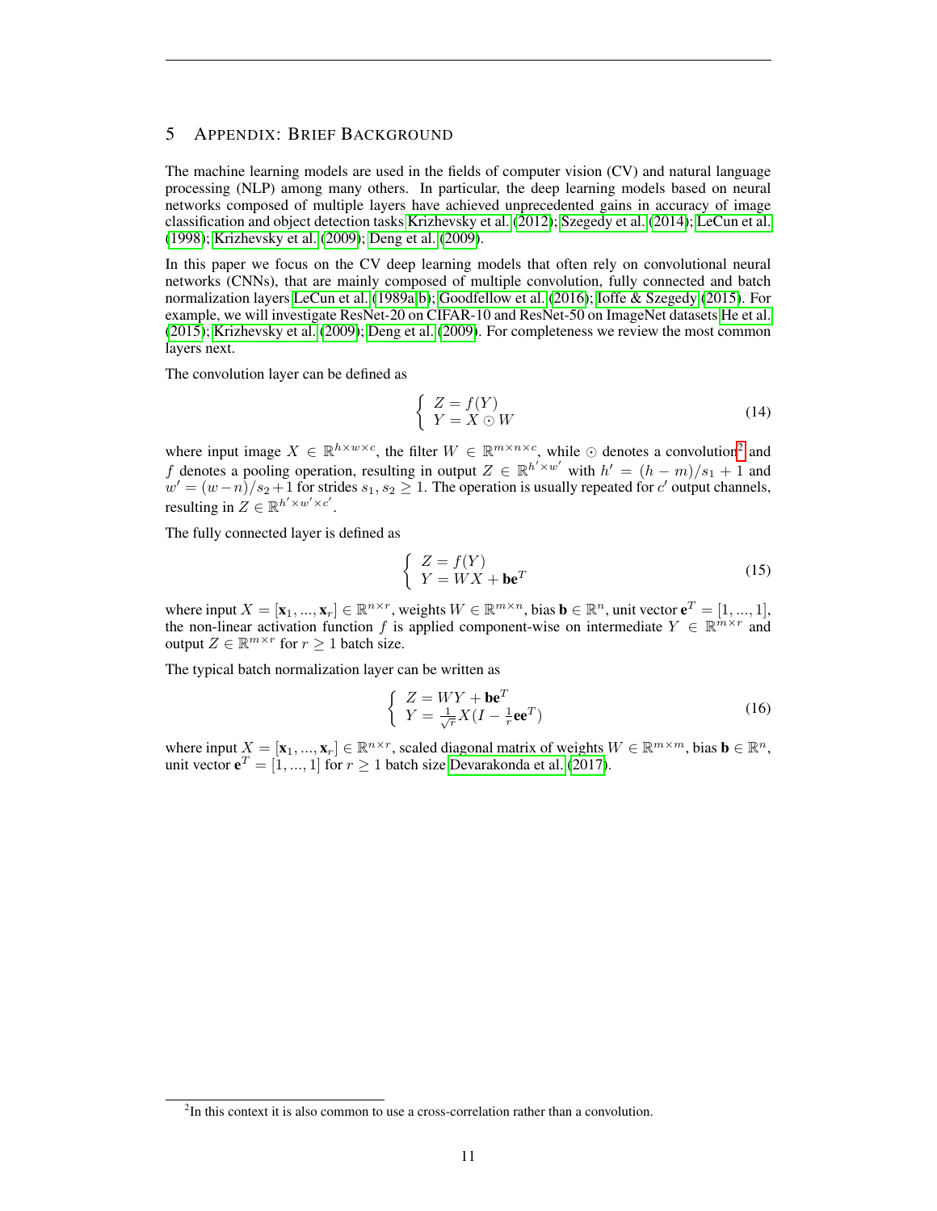## 5 Appendix: Brief Background

The machine learning models are used in the fields of computer vision (CV) and natural language processing (NLP) among many others. In particular, the deep learning models based on neural networks composed of multiple layers have achieved unprecedented gains in accuracy of image classification and object detection tasks Krizhevsky et al. (2012); Szegedy et al. (2014); LeCun et al. (1998); Krizhevsky et al. (2009); Deng et al. (2009).

In this paper we focus on the CV deep learning models that often rely on convolutional neural networks (CNNs), that are mainly composed of multiple convolution, fully connected and batch normalization layers LeCun et al. (1989a,b); Goodfellow et al. (2016); Ioffe & Szegedy (2015). For example, we will investigate ResNet-20 on CIFAR-10 and ResNet-50 on ImageNet datasets He et al. (2015); Krizhevsky et al. (2009); Deng et al. (2009). For completeness we review the most common layers next.

The convolution layer can be defined as

$$\left\{ \begin{array}{l} Z = f(Y) \\ Y = X \odot W \end{array} \right. \tag{14}$$

where input image $X \in \mathbb{R}^{h \times w \times c}$, the filter $W \in \mathbb{R}^{m \times n \times c}$, while $\odot$ denotes a convolution[2] and $f$ denotes a pooling operation, resulting in output $Z \in \mathbb{R}^{h' \times w'}$ with $h' = (h - m)/s_1 + 1$ and $w' = (w - n)/s_2 + 1$ for strides $s_1, s_2 \geq 1$. The operation is usually repeated for $c'$ output channels, resulting in $Z \in \mathbb{R}^{h' \times w' \times c'}$.

The fully connected layer is defined as

$$\left\{ \begin{array}{l} Z = f(Y) \\ Y = WX + \mathbf{b}\mathbf{e}^T \end{array} \right. \tag{15}$$

where input $X = [\mathbf{x}_1, ..., \mathbf{x}_r] \in \mathbb{R}^{n \times r}$, weights $W \in \mathbb{R}^{m \times n}$, bias $\mathbf{b} \in \mathbb{R}^n$, unit vector $\mathbf{e}^T = [1, ..., 1]$, the non-linear activation function $f$ is applied component-wise on intermediate $Y \in \mathbb{R}^{m \times r}$ and output $Z \in \mathbb{R}^{m \times r}$ for $r \geq 1$ batch size.

The typical batch normalization layer can be written as

$$\left\{ \begin{array}{l} Z = WY + \mathbf{b}\mathbf{e}^T \\ Y = \frac{1}{\sqrt{r}} X (I - \frac{1}{r} \mathbf{e}\mathbf{e}^T) \end{array} \right. \tag{16}$$

where input $X = [\mathbf{x}_1, ..., \mathbf{x}_r] \in \mathbb{R}^{n \times r}$, scaled diagonal matrix of weights $W \in \mathbb{R}^{m \times m}$, bias $\mathbf{b} \in \mathbb{R}^n$, unit vector $\mathbf{e}^T = [1, ..., 1]$ for $r \geq 1$ batch size Devarakonda et al. (2017).

[2] In this context it is also common to use a cross-correlation rather than a convolution.